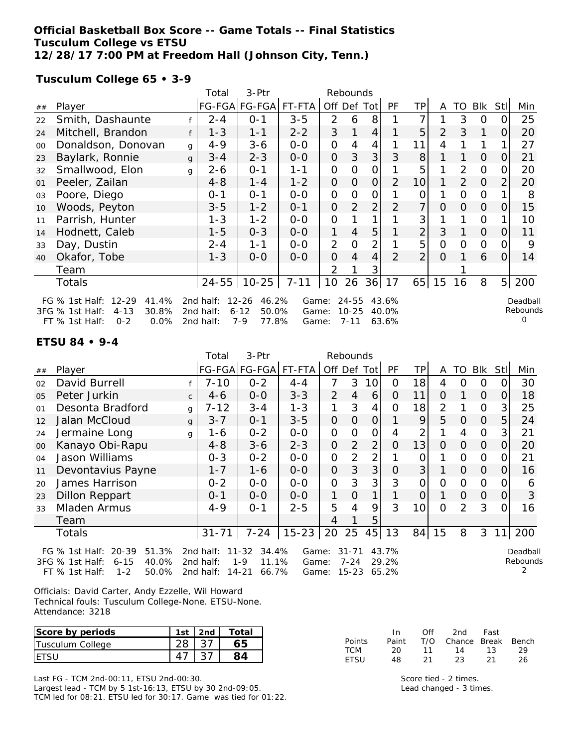**Official Basketball Box Score -- Game Totals -- Final Statistics**
**Tusculum College vs ETSU**
**12/28/17 7:00 PM at Freedom Hall (Johnson City, Tenn.)**

**Tusculum College 65 • 3-9**

| ## | Player | | Total FG-FGA | 3-Ptr FG-FGA | FT-FTA | Rebounds Off | Def | Tot | PF | TP | A | TO | Blk | Stl | Min |
|---|---|---|---|---|---|---|---|---|---|---|---|---|---|---|---|
| 22 | Smith, Dashaunte | f | 2-4 | 0-1 | 3-5 | 2 | 6 | 8 | 1 | 7 | 1 | 3 | 0 | 0 | 25 |
| 24 | Mitchell, Brandon | f | 1-3 | 1-1 | 2-2 | 3 | 1 | 4 | 1 | 5 | 2 | 3 | 1 | 0 | 20 |
| 00 | Donaldson, Donovan | g | 4-9 | 3-6 | 0-0 | 0 | 4 | 4 | 1 | 11 | 4 | 1 | 1 | 1 | 27 |
| 23 | Baylark, Ronnie | g | 3-4 | 2-3 | 0-0 | 0 | 3 | 3 | 3 | 8 | 1 | 1 | 0 | 0 | 21 |
| 32 | Smallwood, Elon | g | 2-6 | 0-1 | 1-1 | 0 | 0 | 0 | 1 | 5 | 1 | 2 | 0 | 0 | 20 |
| 01 | Peeler, Zailan | | 4-8 | 1-4 | 1-2 | 0 | 0 | 0 | 2 | 10 | 1 | 2 | 0 | 2 | 20 |
| 03 | Poore, Diego | | 0-1 | 0-1 | 0-0 | 0 | 0 | 0 | 1 | 0 | 1 | 0 | 0 | 1 | 8 |
| 10 | Woods, Peyton | | 3-5 | 1-2 | 0-1 | 0 | 2 | 2 | 2 | 7 | 0 | 0 | 0 | 0 | 15 |
| 11 | Parrish, Hunter | | 1-3 | 1-2 | 0-0 | 0 | 1 | 1 | 1 | 3 | 1 | 1 | 0 | 1 | 10 |
| 14 | Hodnett, Caleb | | 1-5 | 0-3 | 0-0 | 1 | 4 | 5 | 1 | 2 | 3 | 1 | 0 | 0 | 11 |
| 33 | Day, Dustin | | 2-4 | 1-1 | 0-0 | 2 | 0 | 2 | 1 | 5 | 0 | 0 | 0 | 0 | 9 |
| 40 | Okafor, Tobe | | 1-3 | 0-0 | 0-0 | 0 | 4 | 4 | 2 | 2 | 0 | 1 | 6 | 0 | 14 |
| | Team | | | | | 2 | 1 | 3 | | | | 1 | | | |
| | Totals | | 24-55 | 10-25 | 7-11 | 10 | 26 | 36 | 17 | 65 | 15 | 16 | 8 | 5 | 200 |

FG % 1st Half: 12-29 41.4% 2nd half: 12-26 46.2% Game: 24-55 43.6%
3FG % 1st Half: 4-13 30.8% 2nd half: 6-12 50.0% Game: 10-25 40.0%
FT % 1st Half: 0-2 0.0% 2nd half: 7-9 77.8% Game: 7-11 63.6%
Deadball Rebounds 0

**ETSU 84 • 9-4**

| ## | Player | | Total FG-FGA | 3-Ptr FG-FGA | FT-FTA | Rebounds Off | Def | Tot | PF | TP | A | TO | Blk | Stl | Min |
|---|---|---|---|---|---|---|---|---|---|---|---|---|---|---|---|
| 02 | David Burrell | f | 7-10 | 0-2 | 4-4 | 7 | 3 | 10 | 0 | 18 | 4 | 0 | 0 | 0 | 30 |
| 05 | Peter Jurkin | c | 4-6 | 0-0 | 3-3 | 2 | 4 | 6 | 0 | 11 | 0 | 1 | 0 | 0 | 18 |
| 01 | Desonta Bradford | g | 7-12 | 3-4 | 1-3 | 1 | 3 | 4 | 0 | 18 | 2 | 1 | 0 | 3 | 25 |
| 12 | Jalan McCloud | g | 3-7 | 0-1 | 3-5 | 0 | 0 | 0 | 1 | 9 | 5 | 0 | 0 | 5 | 24 |
| 24 | Jermaine Long | g | 1-6 | 0-2 | 0-0 | 0 | 0 | 0 | 4 | 2 | 1 | 4 | 0 | 3 | 21 |
| 00 | Kanayo Obi-Rapu | | 4-8 | 3-6 | 2-3 | 0 | 2 | 2 | 0 | 13 | 0 | 0 | 0 | 0 | 20 |
| 04 | Jason Williams | | 0-3 | 0-2 | 0-0 | 0 | 2 | 2 | 1 | 0 | 1 | 0 | 0 | 0 | 21 |
| 11 | Devontavius Payne | | 1-7 | 1-6 | 0-0 | 0 | 3 | 3 | 0 | 3 | 1 | 0 | 0 | 0 | 16 |
| 20 | James Harrison | | 0-2 | 0-0 | 0-0 | 0 | 3 | 3 | 3 | 0 | 0 | 0 | 0 | 0 | 6 |
| 23 | Dillon Reppart | | 0-1 | 0-0 | 0-0 | 1 | 0 | 1 | 1 | 0 | 1 | 0 | 0 | 0 | 3 |
| 33 | Mladen Armus | | 4-9 | 0-1 | 2-5 | 5 | 4 | 9 | 3 | 10 | 0 | 2 | 3 | 0 | 16 |
| | Team | | | | | 4 | 1 | 5 | | | | | | | |
| | Totals | | 31-71 | 7-24 | 15-23 | 20 | 25 | 45 | 13 | 84 | 15 | 8 | 3 | 11 | 200 |

FG % 1st Half: 20-39 51.3% 2nd half: 11-32 34.4% Game: 31-71 43.7%
3FG % 1st Half: 6-15 40.0% 2nd half: 1-9 11.1% Game: 7-24 29.2%
FT % 1st Half: 1-2 50.0% 2nd half: 14-21 66.7% Game: 15-23 65.2%
Deadball Rebounds 2

Officials: David Carter, Andy Ezzelle, Wil Howard
Technical fouls: Tusculum College-None. ETSU-None.
Attendance: 3218

| Score by periods | 1st | 2nd | Total |
|---|---|---|---|
| Tusculum College | 28 | 37 | 65 |
| ETSU | 47 | 37 | 84 |

| Points | In Paint | Off T/O | 2nd Chance | Fast Break | Bench |
|---|---|---|---|---|---|
| TCM | 20 | 11 | 14 | 13 | 29 |
| ETSU | 48 | 21 | 23 | 21 | 26 |

Last FG - TCM 2nd-00:11, ETSU 2nd-00:30.
Largest lead - TCM by 5 1st-16:13, ETSU by 30 2nd-09:05.
TCM led for 08:21. ETSU led for 30:17. Game was tied for 01:22.

Score tied - 2 times.
Lead changed - 3 times.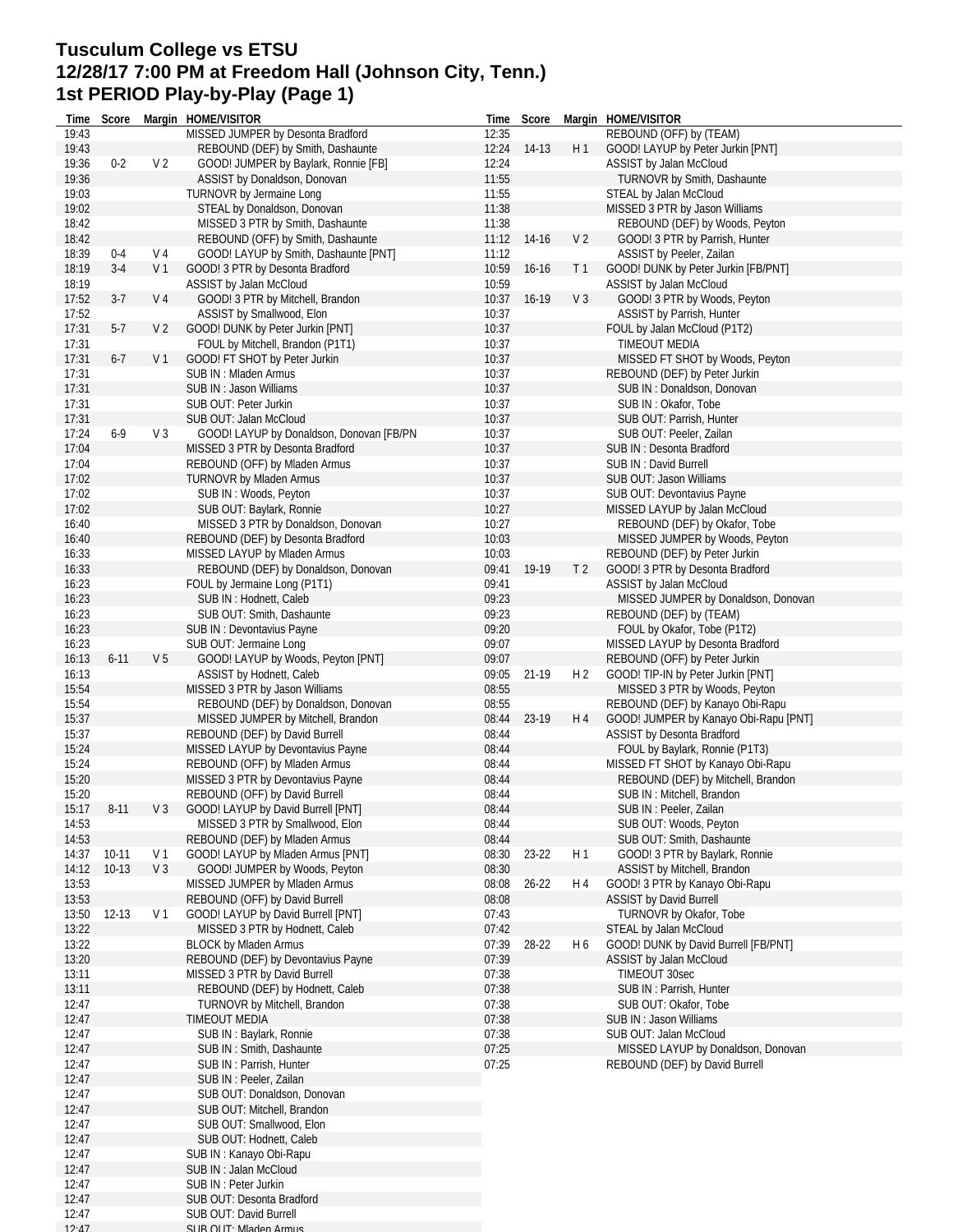# Tusculum College vs ETSU
# 12/28/17 7:00 PM at Freedom Hall (Johnson City, Tenn.)
# 1st PERIOD Play-by-Play (Page 1)

| Time | Score | Margin | HOME/VISITOR |
|---|---|---|---|
| 19:43 | | | MISSED JUMPER by Desonta Bradford |
| 19:43 | | | REBOUND (DEF) by Smith, Dashaunte |
| 19:36 | 0-2 | V 2 | GOOD! JUMPER by Baylark, Ronnie [FB] |
| 19:36 | | | ASSIST by Donaldson, Donovan |
| 19:03 | | | TURNOVR by Jermaine Long |
| 19:02 | | | STEAL by Donaldson, Donovan |
| 18:42 | | | MISSED 3 PTR by Smith, Dashaunte |
| 18:42 | | | REBOUND (OFF) by Smith, Dashaunte |
| 18:39 | 0-4 | V 4 | GOOD! LAYUP by Smith, Dashaunte [PNT] |
| 18:19 | 3-4 | V 1 | GOOD! 3 PTR by Desonta Bradford |
| 18:19 | | | ASSIST by Jalan McCloud |
| 17:52 | 3-7 | V 4 | GOOD! 3 PTR by Mitchell, Brandon |
| 17:52 | | | ASSIST by Smallwood, Elon |
| 17:31 | 5-7 | V 2 | GOOD! DUNK by Peter Jurkin [PNT] |
| 17:31 | | | FOUL by Mitchell, Brandon (P1T1) |
| 17:31 | 6-7 | V 1 | GOOD! FT SHOT by Peter Jurkin |
| 17:31 | | | SUB IN : Mladen Armus |
| 17:31 | | | SUB IN : Jason Williams |
| 17:31 | | | SUB OUT: Peter Jurkin |
| 17:31 | | | SUB OUT: Jalan McCloud |
| 17:24 | 6-9 | V 3 | GOOD! LAYUP by Donaldson, Donovan [FB/PN |
| 17:04 | | | MISSED 3 PTR by Desonta Bradford |
| 17:04 | | | REBOUND (OFF) by Mladen Armus |
| 17:02 | | | TURNOVR by Mladen Armus |
| 17:02 | | | SUB IN : Woods, Peyton |
| 17:02 | | | SUB OUT: Baylark, Ronnie |
| 16:40 | | | MISSED 3 PTR by Donaldson, Donovan |
| 16:40 | | | REBOUND (DEF) by Desonta Bradford |
| 16:33 | | | MISSED LAYUP by Mladen Armus |
| 16:33 | | | REBOUND (DEF) by Donaldson, Donovan |
| 16:23 | | | FOUL by Jermaine Long (P1T1) |
| 16:23 | | | SUB IN : Hodnett, Caleb |
| 16:23 | | | SUB OUT: Smith, Dashaunte |
| 16:23 | | | SUB IN : Devontavius Payne |
| 16:23 | | | SUB OUT: Jermaine Long |
| 16:13 | 6-11 | V 5 | GOOD! LAYUP by Woods, Peyton [PNT] |
| 16:13 | | | ASSIST by Hodnett, Caleb |
| 15:54 | | | MISSED 3 PTR by Jason Williams |
| 15:54 | | | REBOUND (DEF) by Donaldson, Donovan |
| 15:37 | | | MISSED JUMPER by Mitchell, Brandon |
| 15:37 | | | REBOUND (DEF) by David Burrell |
| 15:24 | | | MISSED LAYUP by Devontavius Payne |
| 15:24 | | | REBOUND (OFF) by Mladen Armus |
| 15:20 | | | MISSED 3 PTR by Devontavius Payne |
| 15:20 | | | REBOUND (OFF) by David Burrell |
| 15:17 | 8-11 | V 3 | GOOD! LAYUP by David Burrell [PNT] |
| 14:53 | | | MISSED 3 PTR by Smallwood, Elon |
| 14:53 | | | REBOUND (DEF) by Mladen Armus |
| 14:37 | 10-11 | V 1 | GOOD! LAYUP by Mladen Armus [PNT] |
| 14:12 | 10-13 | V 3 | GOOD! JUMPER by Woods, Peyton |
| 13:53 | | | MISSED JUMPER by Mladen Armus |
| 13:53 | | | REBOUND (OFF) by David Burrell |
| 13:50 | 12-13 | V 1 | GOOD! LAYUP by David Burrell [PNT] |
| 13:22 | | | MISSED 3 PTR by Hodnett, Caleb |
| 13:22 | | | BLOCK by Mladen Armus |
| 13:20 | | | REBOUND (DEF) by Devontavius Payne |
| 13:11 | | | MISSED 3 PTR by David Burrell |
| 13:11 | | | REBOUND (DEF) by Hodnett, Caleb |
| 12:47 | | | TURNOVR by Mitchell, Brandon |
| 12:47 | | | TIMEOUT MEDIA |
| 12:47 | | | SUB IN : Baylark, Ronnie |
| 12:47 | | | SUB IN : Smith, Dashaunte |
| 12:47 | | | SUB IN : Parrish, Hunter |
| 12:47 | | | SUB IN : Peeler, Zailan |
| 12:47 | | | SUB OUT: Donaldson, Donovan |
| 12:47 | | | SUB OUT: Mitchell, Brandon |
| 12:47 | | | SUB OUT: Smallwood, Elon |
| 12:47 | | | SUB OUT: Hodnett, Caleb |
| 12:47 | | | SUB IN : Kanayo Obi-Rapu |
| 12:47 | | | SUB IN : Jalan McCloud |
| 12:47 | | | SUB IN : Peter Jurkin |
| 12:47 | | | SUB OUT: Desonta Bradford |
| 12:47 | | | SUB OUT: David Burrell |
| 12:47 | | | SUB OUT: Mladen Armus |
| 12:35 | | | REBOUND (OFF) by (TEAM) |
| 12:24 | 14-13 | H 1 | GOOD! LAYUP by Peter Jurkin [PNT] |
| 12:24 | | | ASSIST by Jalan McCloud |
| 11:55 | | | TURNOVR by Smith, Dashaunte |
| 11:55 | | | STEAL by Jalan McCloud |
| 11:38 | | | MISSED 3 PTR by Jason Williams |
| 11:38 | | | REBOUND (DEF) by Woods, Peyton |
| 11:12 | 14-16 | V 2 | GOOD! 3 PTR by Parrish, Hunter |
| 11:12 | | | ASSIST by Peeler, Zailan |
| 10:59 | 16-16 | T 1 | GOOD! DUNK by Peter Jurkin [FB/PNT] |
| 10:59 | | | ASSIST by Jalan McCloud |
| 10:37 | 16-19 | V 3 | GOOD! 3 PTR by Woods, Peyton |
| 10:37 | | | ASSIST by Parrish, Hunter |
| 10:37 | | | FOUL by Jalan McCloud (P1T2) |
| 10:37 | | | TIMEOUT MEDIA |
| 10:37 | | | MISSED FT SHOT by Woods, Peyton |
| 10:37 | | | REBOUND (DEF) by Peter Jurkin |
| 10:37 | | | SUB IN : Donaldson, Donovan |
| 10:37 | | | SUB IN : Okafor, Tobe |
| 10:37 | | | SUB OUT: Parrish, Hunter |
| 10:37 | | | SUB OUT: Peeler, Zailan |
| 10:37 | | | SUB IN : Desonta Bradford |
| 10:37 | | | SUB IN : David Burrell |
| 10:37 | | | SUB OUT: Jason Williams |
| 10:37 | | | SUB OUT: Devontavius Payne |
| 10:27 | | | MISSED LAYUP by Jalan McCloud |
| 10:27 | | | REBOUND (DEF) by Okafor, Tobe |
| 10:03 | | | MISSED JUMPER by Woods, Peyton |
| 10:03 | | | REBOUND (DEF) by Peter Jurkin |
| 09:41 | 19-19 | T 2 | GOOD! 3 PTR by Desonta Bradford |
| 09:41 | | | ASSIST by Jalan McCloud |
| 09:23 | | | MISSED JUMPER by Donaldson, Donovan |
| 09:23 | | | REBOUND (DEF) by (TEAM) |
| 09:20 | | | FOUL by Okafor, Tobe (P1T2) |
| 09:07 | | | MISSED LAYUP by Desonta Bradford |
| 09:07 | | | REBOUND (OFF) by Peter Jurkin |
| 09:05 | 21-19 | H 2 | GOOD! TIP-IN by Peter Jurkin [PNT] |
| 08:55 | | | MISSED 3 PTR by Woods, Peyton |
| 08:55 | | | REBOUND (DEF) by Kanayo Obi-Rapu |
| 08:44 | 23-19 | H 4 | GOOD! JUMPER by Kanayo Obi-Rapu [PNT] |
| 08:44 | | | ASSIST by Desonta Bradford |
| 08:44 | | | FOUL by Baylark, Ronnie (P1T3) |
| 08:44 | | | MISSED FT SHOT by Kanayo Obi-Rapu |
| 08:44 | | | REBOUND (DEF) by Mitchell, Brandon |
| 08:44 | | | SUB IN : Mitchell, Brandon |
| 08:44 | | | SUB IN : Peeler, Zailan |
| 08:44 | | | SUB OUT: Woods, Peyton |
| 08:44 | | | SUB OUT: Smith, Dashaunte |
| 08:30 | 23-22 | H 1 | GOOD! 3 PTR by Baylark, Ronnie |
| 08:30 | | | ASSIST by Mitchell, Brandon |
| 08:08 | 26-22 | H 4 | GOOD! 3 PTR by Kanayo Obi-Rapu |
| 08:08 | | | ASSIST by David Burrell |
| 07:43 | | | TURNOVR by Okafor, Tobe |
| 07:42 | | | STEAL by Jalan McCloud |
| 07:39 | 28-22 | H 6 | GOOD! DUNK by David Burrell [FB/PNT] |
| 07:39 | | | ASSIST by Jalan McCloud |
| 07:38 | | | TIMEOUT 30sec |
| 07:38 | | | SUB IN : Parrish, Hunter |
| 07:38 | | | SUB OUT: Okafor, Tobe |
| 07:38 | | | SUB IN : Jason Williams |
| 07:38 | | | SUB OUT: Jalan McCloud |
| 07:25 | | | MISSED LAYUP by Donaldson, Donovan |
| 07:25 | | | REBOUND (DEF) by David Burrell |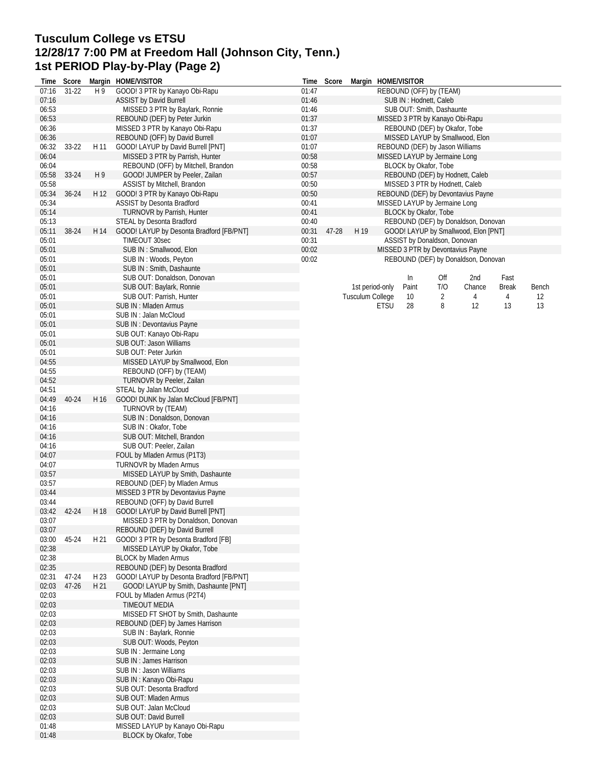# Tusculum College vs ETSU
# 12/28/17 7:00 PM at Freedom Hall (Johnson City, Tenn.)
# 1st PERIOD Play-by-Play (Page 2)

| Time | Score | Margin | HOME/VISITOR |
|---|---|---|---|
| 07:16 | 31-22 | H 9 | GOOD! 3 PTR by Kanayo Obi-Rapu |
| 07:16 | | | ASSIST by David Burrell |
| 06:53 | | | MISSED 3 PTR by Baylark, Ronnie |
| 06:53 | | | REBOUND (DEF) by Peter Jurkin |
| 06:36 | | | MISSED 3 PTR by Kanayo Obi-Rapu |
| 06:36 | | | REBOUND (OFF) by David Burrell |
| 06:32 | 33-22 | H 11 | GOOD! LAYUP by David Burrell [PNT] |
| 06:04 | | | MISSED 3 PTR by Parrish, Hunter |
| 06:04 | | | REBOUND (OFF) by Mitchell, Brandon |
| 05:58 | 33-24 | H 9 | GOOD! JUMPER by Peeler, Zailan |
| 05:58 | | | ASSIST by Mitchell, Brandon |
| 05:34 | 36-24 | H 12 | GOOD! 3 PTR by Kanayo Obi-Rapu |
| 05:34 | | | ASSIST by Desonta Bradford |
| 05:14 | | | TURNOVR by Parrish, Hunter |
| 05:13 | | | STEAL by Desonta Bradford |
| 05:11 | 38-24 | H 14 | GOOD! LAYUP by Desonta Bradford [FB/PNT] |
| 05:01 | | | TIMEOUT 30sec |
| 05:01 | | | SUB IN : Smallwood, Elon |
| 05:01 | | | SUB IN : Woods, Peyton |
| 05:01 | | | SUB IN : Smith, Dashaunte |
| 05:01 | | | SUB OUT: Donaldson, Donovan |
| 05:01 | | | SUB OUT: Baylark, Ronnie |
| 05:01 | | | SUB OUT: Parrish, Hunter |
| 05:01 | | | SUB IN : Mladen Armus |
| 05:01 | | | SUB IN : Jalan McCloud |
| 05:01 | | | SUB IN : Devontavius Payne |
| 05:01 | | | SUB OUT: Kanayo Obi-Rapu |
| 05:01 | | | SUB OUT: Jason Williams |
| 05:01 | | | SUB OUT: Peter Jurkin |
| 04:55 | | | MISSED LAYUP by Smallwood, Elon |
| 04:55 | | | REBOUND (OFF) by (TEAM) |
| 04:52 | | | TURNOVR by Peeler, Zailan |
| 04:51 | | | STEAL by Jalan McCloud |
| 04:49 | 40-24 | H 16 | GOOD! DUNK by Jalan McCloud [FB/PNT] |
| 04:16 | | | TURNOVR by (TEAM) |
| 04:16 | | | SUB IN : Donaldson, Donovan |
| 04:16 | | | SUB IN : Okafor, Tobe |
| 04:16 | | | SUB OUT: Mitchell, Brandon |
| 04:16 | | | SUB OUT: Peeler, Zailan |
| 04:07 | | | FOUL by Mladen Armus (P1T3) |
| 04:07 | | | TURNOVR by Mladen Armus |
| 03:57 | | | MISSED LAYUP by Smith, Dashaunte |
| 03:57 | | | REBOUND (DEF) by Mladen Armus |
| 03:44 | | | MISSED 3 PTR by Devontavius Payne |
| 03:44 | | | REBOUND (OFF) by David Burrell |
| 03:42 | 42-24 | H 18 | GOOD! LAYUP by David Burrell [PNT] |
| 03:07 | | | MISSED 3 PTR by Donaldson, Donovan |
| 03:07 | | | REBOUND (DEF) by David Burrell |
| 03:00 | 45-24 | H 21 | GOOD! 3 PTR by Desonta Bradford [FB] |
| 02:38 | | | MISSED LAYUP by Okafor, Tobe |
| 02:38 | | | BLOCK by Mladen Armus |
| 02:35 | | | REBOUND (DEF) by Desonta Bradford |
| 02:31 | 47-24 | H 23 | GOOD! LAYUP by Desonta Bradford [FB/PNT] |
| 02:03 | 47-26 | H 21 | GOOD! LAYUP by Smith, Dashaunte [PNT] |
| 02:03 | | | FOUL by Mladen Armus (P2T4) |
| 02:03 | | | TIMEOUT MEDIA |
| 02:03 | | | MISSED FT SHOT by Smith, Dashaunte |
| 02:03 | | | REBOUND (DEF) by James Harrison |
| 02:03 | | | SUB IN : Baylark, Ronnie |
| 02:03 | | | SUB OUT: Woods, Peyton |
| 02:03 | | | SUB IN : Jermaine Long |
| 02:03 | | | SUB IN : James Harrison |
| 02:03 | | | SUB IN : Jason Williams |
| 02:03 | | | SUB IN : Kanayo Obi-Rapu |
| 02:03 | | | SUB OUT: Desonta Bradford |
| 02:03 | | | SUB OUT: Mladen Armus |
| 02:03 | | | SUB OUT: Jalan McCloud |
| 02:03 | | | SUB OUT: David Burrell |
| 01:48 | | | MISSED LAYUP by Kanayo Obi-Rapu |
| 01:48 | | | BLOCK by Okafor, Tobe |
| 01:47 | | | REBOUND (OFF) by (TEAM) |
| 01:46 | | | SUB IN : Hodnett, Caleb |
| 01:46 | | | SUB OUT: Smith, Dashaunte |
| 01:37 | | | MISSED 3 PTR by Kanayo Obi-Rapu |
| 01:37 | | | REBOUND (DEF) by Okafor, Tobe |
| 01:07 | | | MISSED LAYUP by Smallwood, Elon |
| 01:07 | | | REBOUND (DEF) by Jason Williams |
| 00:58 | | | MISSED LAYUP by Jermaine Long |
| 00:58 | | | BLOCK by Okafor, Tobe |
| 00:57 | | | REBOUND (DEF) by Hodnett, Caleb |
| 00:50 | | | MISSED 3 PTR by Hodnett, Caleb |
| 00:50 | | | REBOUND (DEF) by Devontavius Payne |
| 00:41 | | | MISSED LAYUP by Jermaine Long |
| 00:41 | | | BLOCK by Okafor, Tobe |
| 00:40 | | | REBOUND (DEF) by Donaldson, Donovan |
| 00:31 | 47-28 | H 19 | GOOD! LAYUP by Smallwood, Elon [PNT] |
| 00:31 | | | ASSIST by Donaldson, Donovan |
| 00:02 | | | MISSED 3 PTR by Devontavius Payne |
| 00:02 | | | REBOUND (DEF) by Donaldson, Donovan |

| 1st period-only | In Paint | Off T/O | 2nd Chance | Fast Break | Bench |
|---|---|---|---|---|---|
| Tusculum College | 10 | 2 | 4 | 4 | 12 |
| ETSU | 28 | 8 | 12 | 13 | 13 |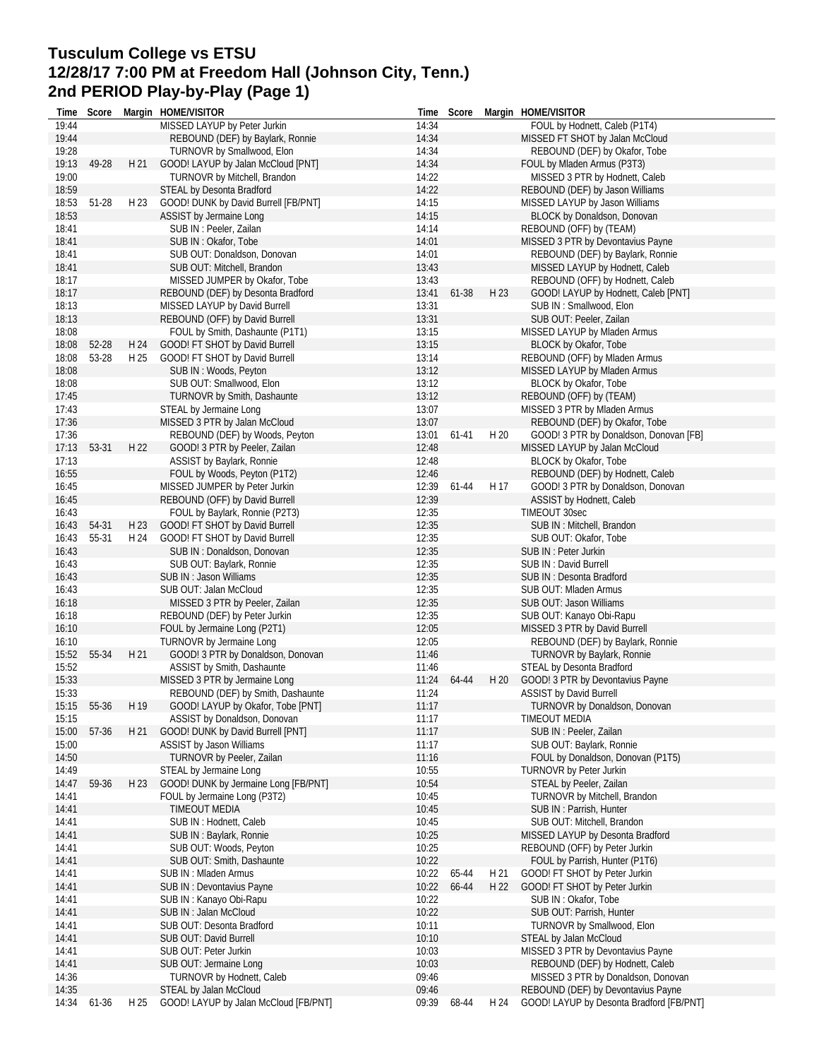# Tusculum College vs ETSU
## 12/28/17 7:00 PM at Freedom Hall (Johnson City, Tenn.)
## 2nd PERIOD Play-by-Play (Page 1)

| Time | Score | Margin | HOME/VISITOR |
|---|---|---|---|
| 19:44 | | | MISSED LAYUP by Peter Jurkin |
| 19:44 | | | REBOUND (DEF) by Baylark, Ronnie |
| 19:28 | | | TURNOVR by Smallwood, Elon |
| 19:13 | 49-28 | H 21 | GOOD! LAYUP by Jalan McCloud [PNT] |
| 19:00 | | | TURNOVR by Mitchell, Brandon |
| 18:59 | | | STEAL by Desonta Bradford |
| 18:53 | 51-28 | H 23 | GOOD! DUNK by David Burrell [FB/PNT] |
| 18:53 | | | ASSIST by Jermaine Long |
| 18:41 | | | SUB IN : Peeler, Zailan |
| 18:41 | | | SUB IN : Okafor, Tobe |
| 18:41 | | | SUB OUT: Donaldson, Donovan |
| 18:41 | | | SUB OUT: Mitchell, Brandon |
| 18:17 | | | MISSED JUMPER by Okafor, Tobe |
| 18:17 | | | REBOUND (DEF) by Desonta Bradford |
| 18:13 | | | MISSED LAYUP by David Burrell |
| 18:13 | | | REBOUND (OFF) by David Burrell |
| 18:08 | | | FOUL by Smith, Dashaunte (P1T1) |
| 18:08 | 52-28 | H 24 | GOOD! FT SHOT by David Burrell |
| 18:08 | 53-28 | H 25 | GOOD! FT SHOT by David Burrell |
| 18:08 | | | SUB IN : Woods, Peyton |
| 18:08 | | | SUB OUT: Smallwood, Elon |
| 17:45 | | | TURNOVR by Smith, Dashaunte |
| 17:43 | | | STEAL by Jermaine Long |
| 17:36 | | | MISSED 3 PTR by Jalan McCloud |
| 17:36 | | | REBOUND (DEF) by Woods, Peyton |
| 17:13 | 53-31 | H 22 | GOOD! 3 PTR by Peeler, Zailan |
| 17:13 | | | ASSIST by Baylark, Ronnie |
| 16:55 | | | FOUL by Woods, Peyton (P1T2) |
| 16:45 | | | MISSED JUMPER by Peter Jurkin |
| 16:45 | | | REBOUND (OFF) by David Burrell |
| 16:43 | | | FOUL by Baylark, Ronnie (P2T3) |
| 16:43 | 54-31 | H 23 | GOOD! FT SHOT by David Burrell |
| 16:43 | 55-31 | H 24 | GOOD! FT SHOT by David Burrell |
| 16:43 | | | SUB IN : Donaldson, Donovan |
| 16:43 | | | SUB OUT: Baylark, Ronnie |
| 16:43 | | | SUB IN : Jason Williams |
| 16:43 | | | SUB OUT: Jalan McCloud |
| 16:18 | | | MISSED 3 PTR by Peeler, Zailan |
| 16:18 | | | REBOUND (DEF) by Peter Jurkin |
| 16:10 | | | FOUL by Jermaine Long (P2T1) |
| 16:10 | | | TURNOVR by Jermaine Long |
| 15:52 | 55-34 | H 21 | GOOD! 3 PTR by Donaldson, Donovan |
| 15:52 | | | ASSIST by Smith, Dashaunte |
| 15:33 | | | MISSED 3 PTR by Jermaine Long |
| 15:33 | | | REBOUND (DEF) by Smith, Dashaunte |
| 15:15 | 55-36 | H 19 | GOOD! LAYUP by Okafor, Tobe [PNT] |
| 15:15 | | | ASSIST by Donaldson, Donovan |
| 15:00 | 57-36 | H 21 | GOOD! DUNK by David Burrell [PNT] |
| 15:00 | | | ASSIST by Jason Williams |
| 14:50 | | | TURNOVR by Peeler, Zailan |
| 14:49 | | | STEAL by Jermaine Long |
| 14:47 | 59-36 | H 23 | GOOD! DUNK by Jermaine Long [FB/PNT] |
| 14:41 | | | FOUL by Jermaine Long (P3T2) |
| 14:41 | | | TIMEOUT MEDIA |
| 14:41 | | | SUB IN : Hodnett, Caleb |
| 14:41 | | | SUB IN : Baylark, Ronnie |
| 14:41 | | | SUB OUT: Woods, Peyton |
| 14:41 | | | SUB OUT: Smith, Dashaunte |
| 14:41 | | | SUB IN : Mladen Armus |
| 14:41 | | | SUB IN : Devontavius Payne |
| 14:41 | | | SUB IN : Kanayo Obi-Rapu |
| 14:41 | | | SUB IN : Jalan McCloud |
| 14:41 | | | SUB OUT: Desonta Bradford |
| 14:41 | | | SUB OUT: David Burrell |
| 14:41 | | | SUB OUT: Peter Jurkin |
| 14:41 | | | SUB OUT: Jermaine Long |
| 14:36 | | | TURNOVR by Hodnett, Caleb |
| 14:35 | | | STEAL by Jalan McCloud |
| 14:34 | 61-36 | H 25 | GOOD! LAYUP by Jalan McCloud [FB/PNT] |
| 14:34 | | | FOUL by Hodnett, Caleb (P1T4) |
| 14:34 | | | MISSED FT SHOT by Jalan McCloud |
| 14:34 | | | REBOUND (DEF) by Okafor, Tobe |
| 14:34 | | | FOUL by Mladen Armus (P3T3) |
| 14:22 | | | MISSED 3 PTR by Hodnett, Caleb |
| 14:22 | | | REBOUND (DEF) by Jason Williams |
| 14:15 | | | MISSED LAYUP by Jason Williams |
| 14:15 | | | BLOCK by Donaldson, Donovan |
| 14:14 | | | REBOUND (OFF) by (TEAM) |
| 14:01 | | | MISSED 3 PTR by Devontavius Payne |
| 14:01 | | | REBOUND (DEF) by Baylark, Ronnie |
| 13:43 | | | MISSED LAYUP by Hodnett, Caleb |
| 13:43 | | | REBOUND (OFF) by Hodnett, Caleb |
| 13:41 | 61-38 | H 23 | GOOD! LAYUP by Hodnett, Caleb [PNT] |
| 13:31 | | | SUB IN : Smallwood, Elon |
| 13:31 | | | SUB OUT: Peeler, Zailan |
| 13:15 | | | MISSED LAYUP by Mladen Armus |
| 13:15 | | | BLOCK by Okafor, Tobe |
| 13:14 | | | REBOUND (OFF) by Mladen Armus |
| 13:12 | | | MISSED LAYUP by Mladen Armus |
| 13:12 | | | BLOCK by Okafor, Tobe |
| 13:12 | | | REBOUND (OFF) by (TEAM) |
| 13:07 | | | MISSED 3 PTR by Mladen Armus |
| 13:07 | | | REBOUND (DEF) by Okafor, Tobe |
| 13:01 | 61-41 | H 20 | GOOD! 3 PTR by Donaldson, Donovan [FB] |
| 12:48 | | | MISSED LAYUP by Jalan McCloud |
| 12:48 | | | BLOCK by Okafor, Tobe |
| 12:46 | | | REBOUND (DEF) by Hodnett, Caleb |
| 12:39 | 61-44 | H 17 | GOOD! 3 PTR by Donaldson, Donovan |
| 12:39 | | | ASSIST by Hodnett, Caleb |
| 12:35 | | | TIMEOUT 30sec |
| 12:35 | | | SUB IN : Mitchell, Brandon |
| 12:35 | | | SUB OUT: Okafor, Tobe |
| 12:35 | | | SUB IN : Peter Jurkin |
| 12:35 | | | SUB IN : David Burrell |
| 12:35 | | | SUB IN : Desonta Bradford |
| 12:35 | | | SUB OUT: Mladen Armus |
| 12:35 | | | SUB OUT: Jason Williams |
| 12:35 | | | SUB OUT: Kanayo Obi-Rapu |
| 12:05 | | | MISSED 3 PTR by David Burrell |
| 12:05 | | | REBOUND (DEF) by Baylark, Ronnie |
| 11:46 | | | TURNOVR by Baylark, Ronnie |
| 11:46 | | | STEAL by Desonta Bradford |
| 11:24 | 64-44 | H 20 | GOOD! 3 PTR by Devontavius Payne |
| 11:24 | | | ASSIST by David Burrell |
| 11:17 | | | TURNOVR by Donaldson, Donovan |
| 11:17 | | | TIMEOUT MEDIA |
| 11:17 | | | SUB IN : Peeler, Zailan |
| 11:17 | | | SUB OUT: Baylark, Ronnie |
| 11:16 | | | FOUL by Donaldson, Donovan (P1T5) |
| 10:55 | | | TURNOVR by Peter Jurkin |
| 10:54 | | | STEAL by Peeler, Zailan |
| 10:45 | | | TURNOVR by Mitchell, Brandon |
| 10:45 | | | SUB IN : Parrish, Hunter |
| 10:45 | | | SUB OUT: Mitchell, Brandon |
| 10:25 | | | MISSED LAYUP by Desonta Bradford |
| 10:25 | | | REBOUND (OFF) by Peter Jurkin |
| 10:22 | | | FOUL by Parrish, Hunter (P1T6) |
| 10:22 | 65-44 | H 21 | GOOD! FT SHOT by Peter Jurkin |
| 10:22 | 66-44 | H 22 | GOOD! FT SHOT by Peter Jurkin |
| 10:22 | | | SUB IN : Okafor, Tobe |
| 10:22 | | | SUB OUT: Parrish, Hunter |
| 10:11 | | | TURNOVR by Smallwood, Elon |
| 10:10 | | | STEAL by Jalan McCloud |
| 10:03 | | | MISSED 3 PTR by Devontavius Payne |
| 10:03 | | | REBOUND (DEF) by Hodnett, Caleb |
| 09:46 | | | MISSED 3 PTR by Donaldson, Donovan |
| 09:46 | | | REBOUND (DEF) by Devontavius Payne |
| 09:39 | 68-44 | H 24 | GOOD! LAYUP by Desonta Bradford [FB/PNT] |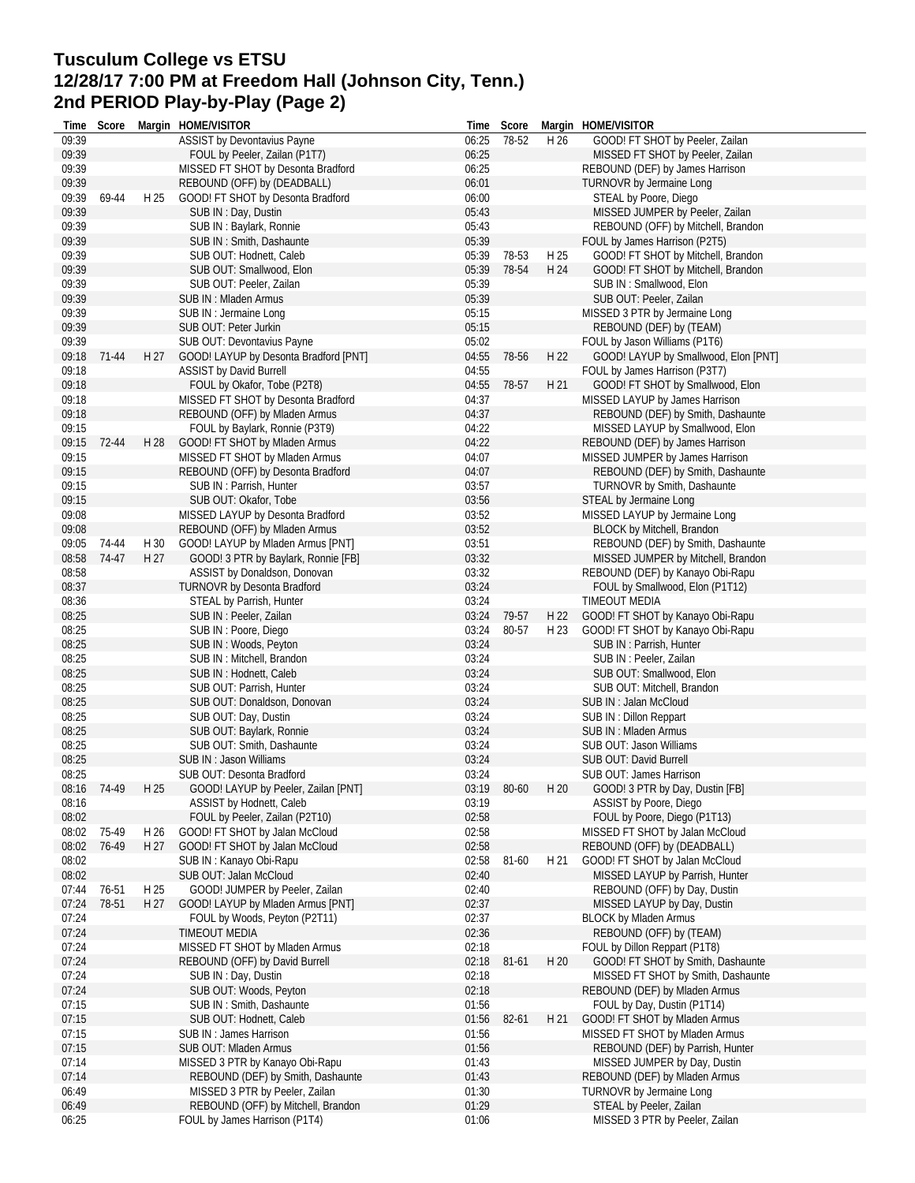# Tusculum College vs ETSU
## 12/28/17 7:00 PM at Freedom Hall (Johnson City, Tenn.)
## 2nd PERIOD Play-by-Play (Page 2)

| Time | Score | Margin | HOME/VISITOR |
|---|---|---|---|
| 09:39 | | | ASSIST by Devontavius Payne |
| 09:39 | | | FOUL by Peeler, Zailan (P1T7) |
| 09:39 | | | MISSED FT SHOT by Desonta Bradford |
| 09:39 | | | REBOUND (OFF) by (DEADBALL) |
| 09:39 | 69-44 | H 25 | GOOD! FT SHOT by Desonta Bradford |
| 09:39 | | | SUB IN : Day, Dustin |
| 09:39 | | | SUB IN : Baylark, Ronnie |
| 09:39 | | | SUB IN : Smith, Dashaunte |
| 09:39 | | | SUB OUT: Hodnett, Caleb |
| 09:39 | | | SUB OUT: Smallwood, Elon |
| 09:39 | | | SUB OUT: Peeler, Zailan |
| 09:39 | | | SUB IN : Mladen Armus |
| 09:39 | | | SUB IN : Jermaine Long |
| 09:39 | | | SUB OUT: Peter Jurkin |
| 09:39 | | | SUB OUT: Devontavius Payne |
| 09:18 | 71-44 | H 27 | GOOD! LAYUP by Desonta Bradford [PNT] |
| 09:18 | | | ASSIST by David Burrell |
| 09:18 | | | FOUL by Okafor, Tobe (P2T8) |
| 09:18 | | | MISSED FT SHOT by Desonta Bradford |
| 09:18 | | | REBOUND (OFF) by Mladen Armus |
| 09:15 | | | FOUL by Baylark, Ronnie (P3T9) |
| 09:15 | 72-44 | H 28 | GOOD! FT SHOT by Mladen Armus |
| 09:15 | | | MISSED FT SHOT by Mladen Armus |
| 09:15 | | | REBOUND (OFF) by Desonta Bradford |
| 09:15 | | | SUB IN : Parrish, Hunter |
| 09:15 | | | SUB OUT: Okafor, Tobe |
| 09:08 | | | MISSED LAYUP by Desonta Bradford |
| 09:08 | | | REBOUND (OFF) by Mladen Armus |
| 09:05 | 74-44 | H 30 | GOOD! LAYUP by Mladen Armus [PNT] |
| 08:58 | 74-47 | H 27 | GOOD! 3 PTR by Baylark, Ronnie [FB] |
| 08:58 | | | ASSIST by Donaldson, Donovan |
| 08:37 | | | TURNOVR by Desonta Bradford |
| 08:36 | | | STEAL by Parrish, Hunter |
| 08:25 | | | SUB IN : Peeler, Zailan |
| 08:25 | | | SUB IN : Poore, Diego |
| 08:25 | | | SUB IN : Woods, Peyton |
| 08:25 | | | SUB IN : Mitchell, Brandon |
| 08:25 | | | SUB IN : Hodnett, Caleb |
| 08:25 | | | SUB OUT: Parrish, Hunter |
| 08:25 | | | SUB OUT: Donaldson, Donovan |
| 08:25 | | | SUB OUT: Day, Dustin |
| 08:25 | | | SUB OUT: Baylark, Ronnie |
| 08:25 | | | SUB OUT: Smith, Dashaunte |
| 08:25 | | | SUB IN : Jason Williams |
| 08:25 | | | SUB OUT: Desonta Bradford |
| 08:16 | 74-49 | H 25 | GOOD! LAYUP by Peeler, Zailan [PNT] |
| 08:16 | | | ASSIST by Hodnett, Caleb |
| 08:02 | | | FOUL by Peeler, Zailan (P2T10) |
| 08:02 | 75-49 | H 26 | GOOD! FT SHOT by Jalan McCloud |
| 08:02 | 76-49 | H 27 | GOOD! FT SHOT by Jalan McCloud |
| 08:02 | | | SUB IN : Kanayo Obi-Rapu |
| 08:02 | | | SUB OUT: Jalan McCloud |
| 07:44 | 76-51 | H 25 | GOOD! JUMPER by Peeler, Zailan |
| 07:24 | 78-51 | H 27 | GOOD! LAYUP by Mladen Armus [PNT] |
| 07:24 | | | FOUL by Woods, Peyton (P2T11) |
| 07:24 | | | TIMEOUT MEDIA |
| 07:24 | | | MISSED FT SHOT by Mladen Armus |
| 07:24 | | | REBOUND (OFF) by David Burrell |
| 07:24 | | | SUB IN : Day, Dustin |
| 07:24 | | | SUB OUT: Woods, Peyton |
| 07:15 | | | SUB IN : Smith, Dashaunte |
| 07:15 | | | SUB OUT: Hodnett, Caleb |
| 07:15 | | | SUB IN : James Harrison |
| 07:15 | | | SUB OUT: Mladen Armus |
| 07:14 | | | MISSED 3 PTR by Kanayo Obi-Rapu |
| 07:14 | | | REBOUND (DEF) by Smith, Dashaunte |
| 06:49 | | | MISSED 3 PTR by Peeler, Zailan |
| 06:49 | | | REBOUND (OFF) by Mitchell, Brandon |
| 06:25 | | | FOUL by James Harrison (P1T4) |
| 06:25 | 78-52 | H 26 | GOOD! FT SHOT by Peeler, Zailan |
| 06:25 | | | MISSED FT SHOT by Peeler, Zailan |
| 06:25 | | | REBOUND (DEF) by James Harrison |
| 06:01 | | | TURNOVR by Jermaine Long |
| 06:00 | | | STEAL by Poore, Diego |
| 05:43 | | | MISSED JUMPER by Peeler, Zailan |
| 05:43 | | | REBOUND (OFF) by Mitchell, Brandon |
| 05:39 | | | FOUL by James Harrison (P2T5) |
| 05:39 | 78-53 | H 25 | GOOD! FT SHOT by Mitchell, Brandon |
| 05:39 | 78-54 | H 24 | GOOD! FT SHOT by Mitchell, Brandon |
| 05:39 | | | SUB IN : Smallwood, Elon |
| 05:39 | | | SUB OUT: Peeler, Zailan |
| 05:15 | | | MISSED 3 PTR by Jermaine Long |
| 05:15 | | | REBOUND (DEF) by (TEAM) |
| 05:02 | | | FOUL by Jason Williams (P1T6) |
| 04:55 | 78-56 | H 22 | GOOD! LAYUP by Smallwood, Elon [PNT] |
| 04:55 | | | FOUL by James Harrison (P3T7) |
| 04:55 | 78-57 | H 21 | GOOD! FT SHOT by Smallwood, Elon |
| 04:37 | | | MISSED LAYUP by James Harrison |
| 04:37 | | | REBOUND (DEF) by Smith, Dashaunte |
| 04:22 | | | MISSED LAYUP by Smallwood, Elon |
| 04:22 | | | REBOUND (DEF) by James Harrison |
| 04:07 | | | MISSED JUMPER by James Harrison |
| 04:07 | | | REBOUND (DEF) by Smith, Dashaunte |
| 03:57 | | | TURNOVR by Smith, Dashaunte |
| 03:56 | | | STEAL by Jermaine Long |
| 03:52 | | | MISSED LAYUP by Jermaine Long |
| 03:52 | | | BLOCK by Mitchell, Brandon |
| 03:51 | | | REBOUND (DEF) by Smith, Dashaunte |
| 03:32 | | | MISSED JUMPER by Mitchell, Brandon |
| 03:32 | | | REBOUND (DEF) by Kanayo Obi-Rapu |
| 03:24 | | | FOUL by Smallwood, Elon (P1T12) |
| 03:24 | | | TIMEOUT MEDIA |
| 03:24 | 79-57 | H 22 | GOOD! FT SHOT by Kanayo Obi-Rapu |
| 03:24 | 80-57 | H 23 | GOOD! FT SHOT by Kanayo Obi-Rapu |
| 03:24 | | | SUB IN : Parrish, Hunter |
| 03:24 | | | SUB IN : Peeler, Zailan |
| 03:24 | | | SUB OUT: Smallwood, Elon |
| 03:24 | | | SUB OUT: Mitchell, Brandon |
| 03:24 | | | SUB IN : Jalan McCloud |
| 03:24 | | | SUB IN : Dillon Reppart |
| 03:24 | | | SUB IN : Mladen Armus |
| 03:24 | | | SUB OUT: Jason Williams |
| 03:24 | | | SUB OUT: David Burrell |
| 03:24 | | | SUB OUT: James Harrison |
| 03:19 | 80-60 | H 20 | GOOD! 3 PTR by Day, Dustin [FB] |
| 03:19 | | | ASSIST by Poore, Diego |
| 02:58 | | | FOUL by Poore, Diego (P1T13) |
| 02:58 | | | MISSED FT SHOT by Jalan McCloud |
| 02:58 | | | REBOUND (OFF) by (DEADBALL) |
| 02:58 | 81-60 | H 21 | GOOD! FT SHOT by Jalan McCloud |
| 02:40 | | | MISSED LAYUP by Parrish, Hunter |
| 02:40 | | | REBOUND (OFF) by Day, Dustin |
| 02:37 | | | MISSED LAYUP by Day, Dustin |
| 02:37 | | | BLOCK by Mladen Armus |
| 02:36 | | | REBOUND (OFF) by (TEAM) |
| 02:18 | | | FOUL by Dillon Reppart (P1T8) |
| 02:18 | 81-61 | H 20 | GOOD! FT SHOT by Smith, Dashaunte |
| 02:18 | | | MISSED FT SHOT by Smith, Dashaunte |
| 02:18 | | | REBOUND (DEF) by Mladen Armus |
| 01:56 | | | FOUL by Day, Dustin (P1T14) |
| 01:56 | 82-61 | H 21 | GOOD! FT SHOT by Mladen Armus |
| 01:56 | | | MISSED FT SHOT by Mladen Armus |
| 01:56 | | | REBOUND (DEF) by Parrish, Hunter |
| 01:43 | | | MISSED JUMPER by Day, Dustin |
| 01:43 | | | REBOUND (DEF) by Mladen Armus |
| 01:30 | | | TURNOVR by Jermaine Long |
| 01:29 | | | STEAL by Peeler, Zailan |
| 01:06 | | | MISSED 3 PTR by Peeler, Zailan |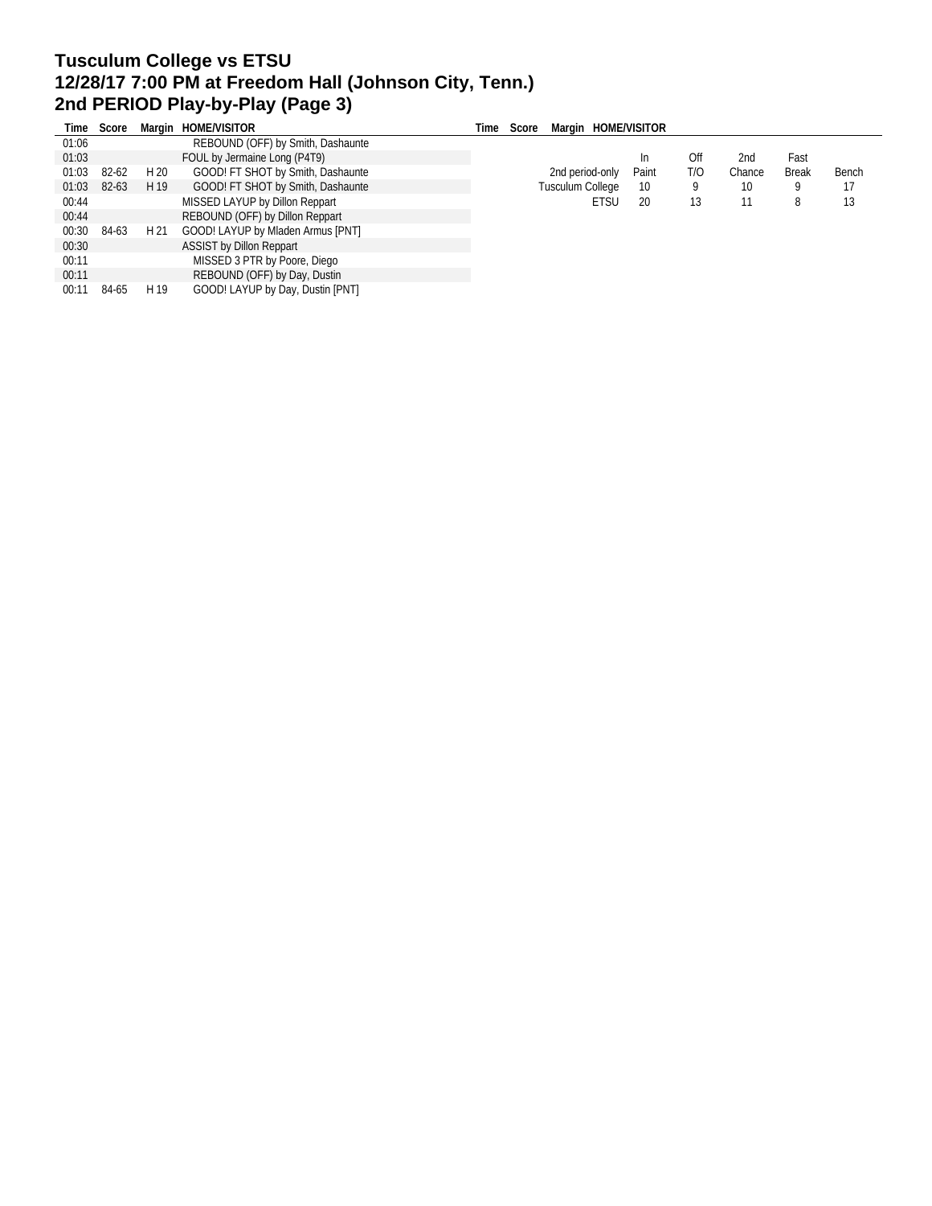# Tusculum College vs ETSU
## 12/28/17 7:00 PM at Freedom Hall (Johnson City, Tenn.)
## 2nd PERIOD Play-by-Play (Page 3)

| Time | Score | Margin | HOME/VISITOR |
|---|---|---|---|
| 01:06 | | | REBOUND (OFF) by Smith, Dashaunte |
| 01:03 | | | FOUL by Jermaine Long (P4T9) |
| 01:03 | 82-62 | H 20 | GOOD! FT SHOT by Smith, Dashaunte |
| 01:03 | 82-63 | H 19 | GOOD! FT SHOT by Smith, Dashaunte |
| 00:44 | | | MISSED LAYUP by Dillon Reppart |
| 00:44 | | | REBOUND (OFF) by Dillon Reppart |
| 00:30 | 84-63 | H 21 | GOOD! LAYUP by Mladen Armus [PNT] |
| 00:30 | | | ASSIST by Dillon Reppart |
| 00:11 | | | MISSED 3 PTR by Poore, Diego |
| 00:11 | | | REBOUND (OFF) by Day, Dustin |
| 00:11 | 84-65 | H 19 | GOOD! LAYUP by Day, Dustin [PNT] |

| 2nd period-only | In Paint | Off T/O | 2nd Chance | Fast Break | Bench |
|---|---|---|---|---|---|
| Tusculum College | 10 | 9 | 10 | 9 | 17 |
| ETSU | 20 | 13 | 11 | 8 | 13 |